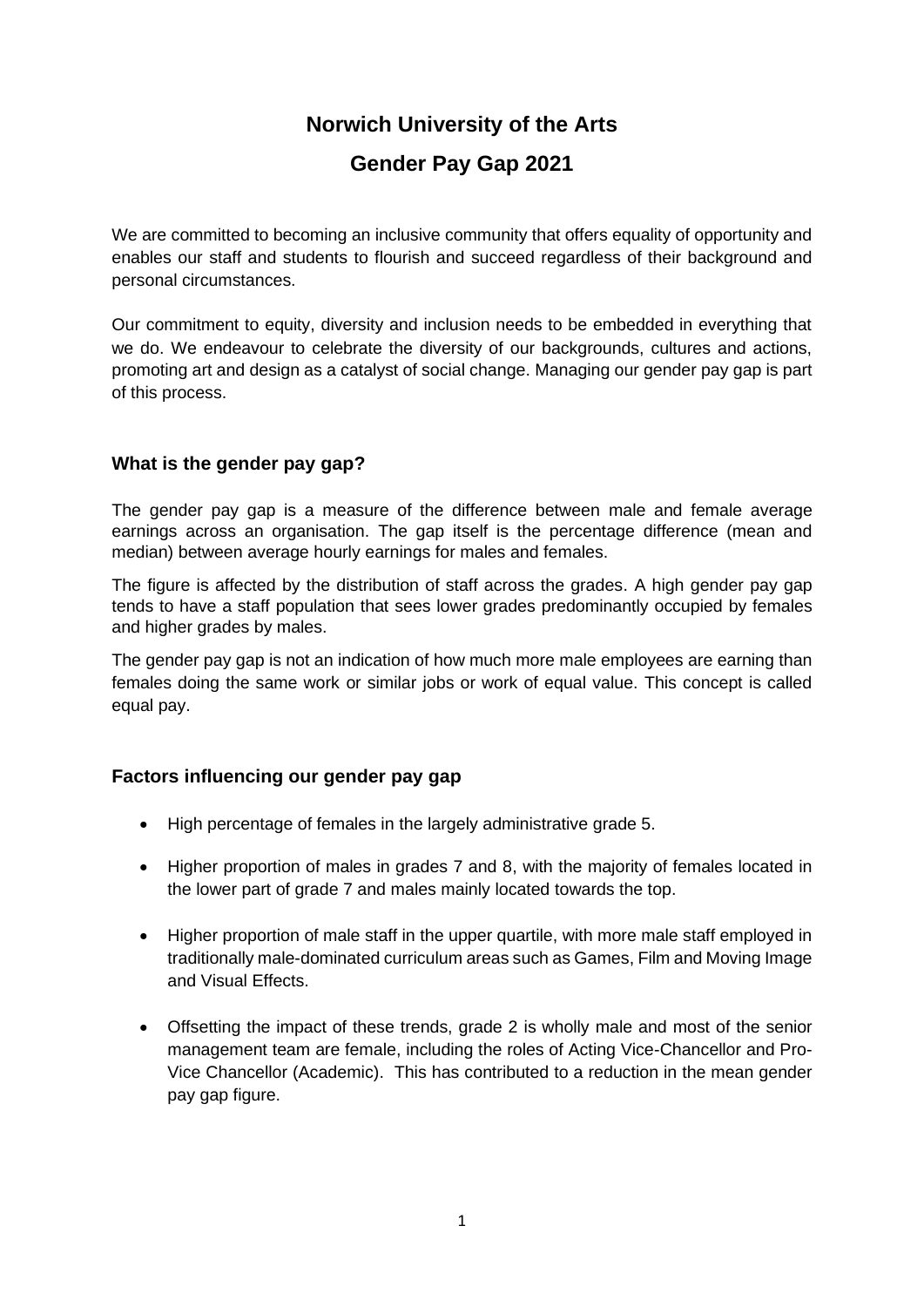# Norwich University of the Arts

# Gender Pay Gap 2021

We are committed to becoming an inclusive community that offers equality of opportunity and enables our staff and students to flourish and succeed regardless of their background and personal circumstances.

Our commitment to equity, diversity and inclusion needs to be embedded in everything that we do. We endeavour to celebrate the diversity of our backgrounds, cultures and actions, promoting art and design as a catalyst of social change. Managing our gender pay gap is part of this process.

## What is the gender pay gap?

The gender pay gap is a measure of the difference between male and female average earnings across an organisation. The gap itself is the percentage difference (mean and median) between average hourly earnings for males and females.

The figure is affected by the distribution of staff across the grades. A high gender pay gap tends to have a staff population that sees lower grades predominantly occupied by females and higher grades by males.

The gender pay gap is not an indication of how much more male employees are earning than females doing the same work or similar jobs or work of equal value. This concept is called equal pay.

## Factors influencing our gender pay gap

- High percentage of females in the largely administrative grade 5.
- Higher proportion of males in grades 7 and 8, with the majority of females located in the lower part of grade 7 and males mainly located towards the top.
- Higher proportion of male staff in the upper quartile, with more male staff employed in traditionally male-dominated curriculum areas such as Games, Film and Moving Image and Visual Effects.
- Offsetting the impact of these trends, grade 2 is wholly male and most of the senior management team are female, including the roles of Acting Vice-Chancellor and Pro-Vice Chancellor (Academic). This has contributed to a reduction in the mean gender pay gap figure.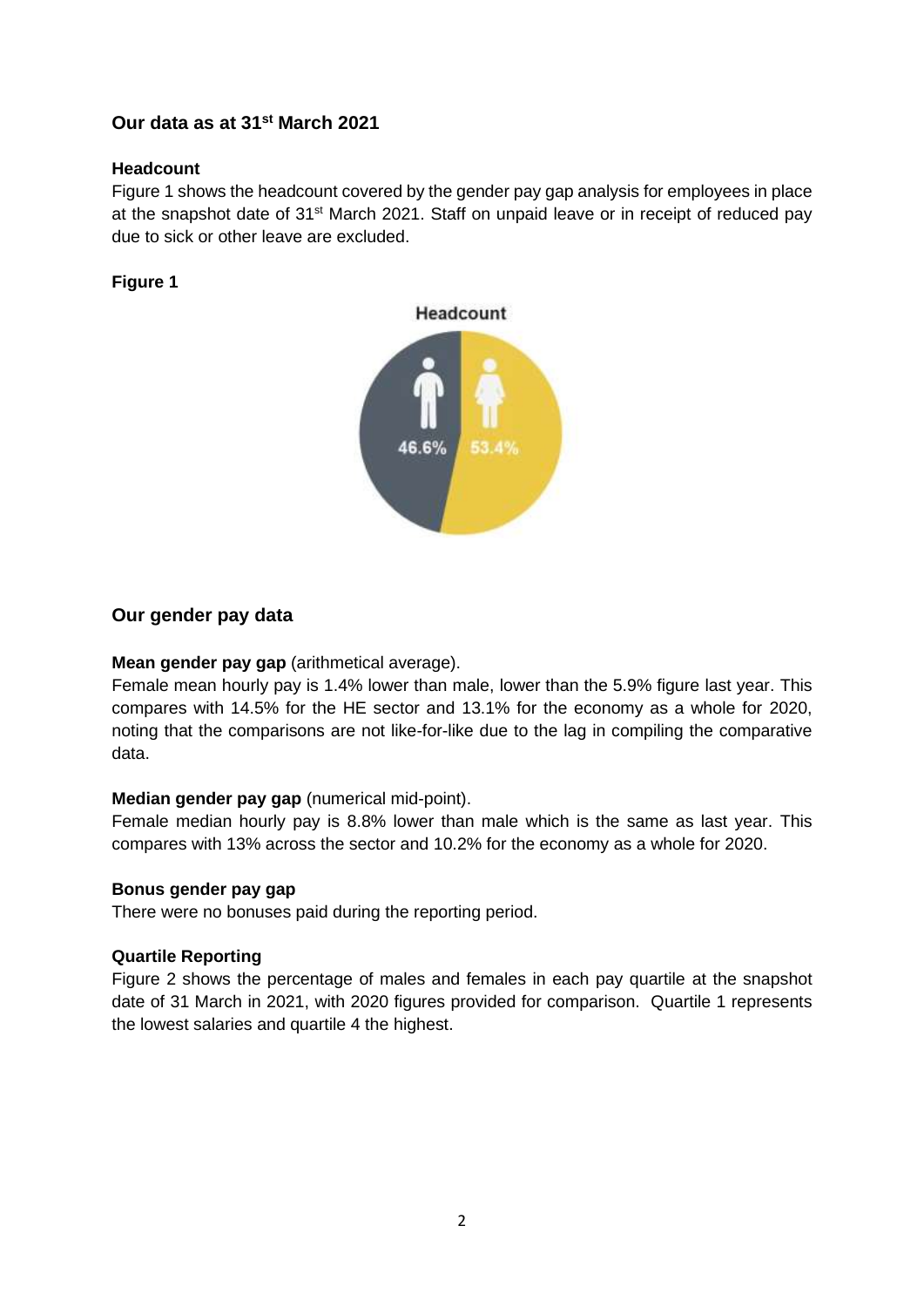## Our data as at 31st March 2021

**Headcount**

Figure 1 shows the headcount covered by the gender pay gap analysis for employees in place at the snapshot date of 31st March 2021. Staff on unpaid leave or in receipt of reduced pay due to sick or other leave are excluded.

**Figure 1**

Headcount

46.6% 53.4%

## Our gender pay data

**Mean gender pay gap** (arithmetical average).

Female mean hourly pay is 1.4% lower than male, lower than the 5.9% figure last year. This compares with 14.5% for the HE sector and 13.1% for the economy as a whole for 2020, noting that the comparisons are not like-for-like due to the lag in compiling the comparative data.

**Median gender pay gap** (numerical mid-point).

Female median hourly pay is 8.8% lower than male which is the same as last year. This compares with 13% across the sector and 10.2% for the economy as a whole for 2020.

**Bonus gender pay gap**

There were no bonuses paid during the reporting period.

**Quartile Reporting**

Figure 2 shows the percentage of males and females in each pay quartile at the snapshot date of 31 March in 2021, with 2020 figures provided for comparison. Quartile 1 represents the lowest salaries and quartile 4 the highest.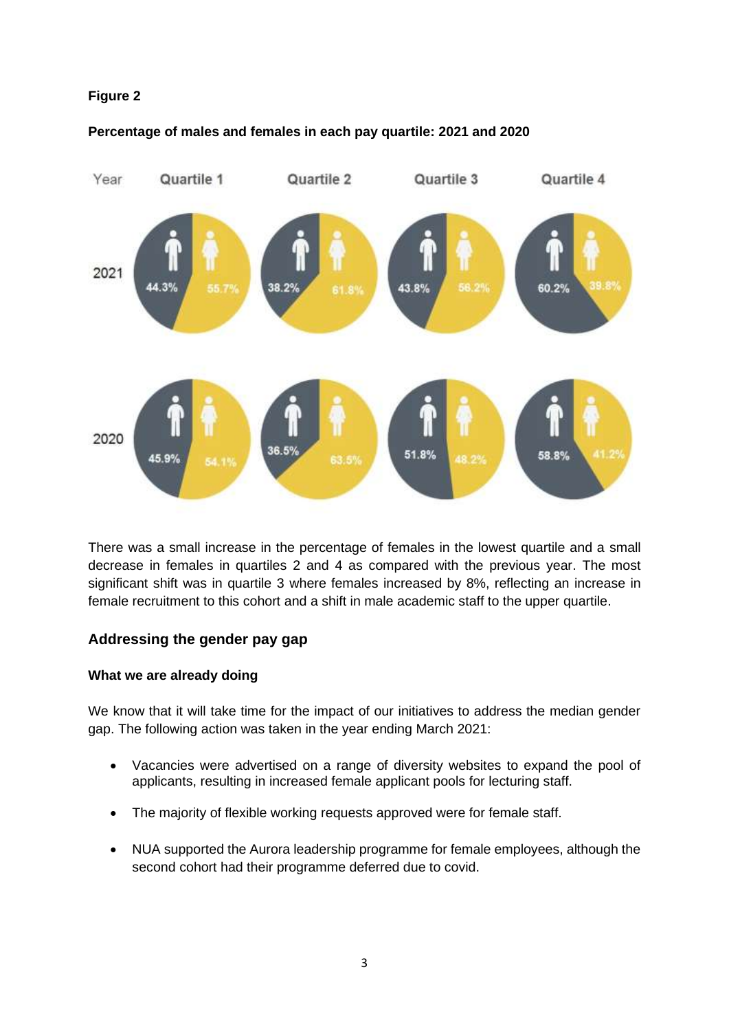**Figure 2**

**Percentage of males and females in each pay quartile: 2021 and 2020**

| Year | Quartile 1 | | Quartile 2 | | Quartile 3 | | Quartile 4 | |
|---|---|---|---|---|---|---|---|---|
| | Male | Female | Male | Female | Male | Female | Male | Female |
| 2021 | 44.3% | 55.7% | 38.2% | 61.8% | 43.8% | 56.2% | 60.2% | 39.8% |
| 2020 | 45.9% | 54.1% | 36.5% | 63.5% | 51.8% | 48.2% | 58.8% | 41.2% |

There was a small increase in the percentage of females in the lowest quartile and a small decrease in females in quartiles 2 and 4 as compared with the previous year. The most significant shift was in quartile 3 where females increased by 8%, reflecting an increase in female recruitment to this cohort and a shift in male academic staff to the upper quartile.

## Addressing the gender pay gap

**What we are already doing**

We know that it will take time for the impact of our initiatives to address the median gender gap. The following action was taken in the year ending March 2021:

- Vacancies were advertised on a range of diversity websites to expand the pool of applicants, resulting in increased female applicant pools for lecturing staff.
- The majority of flexible working requests approved were for female staff.
- NUA supported the Aurora leadership programme for female employees, although the second cohort had their programme deferred due to covid.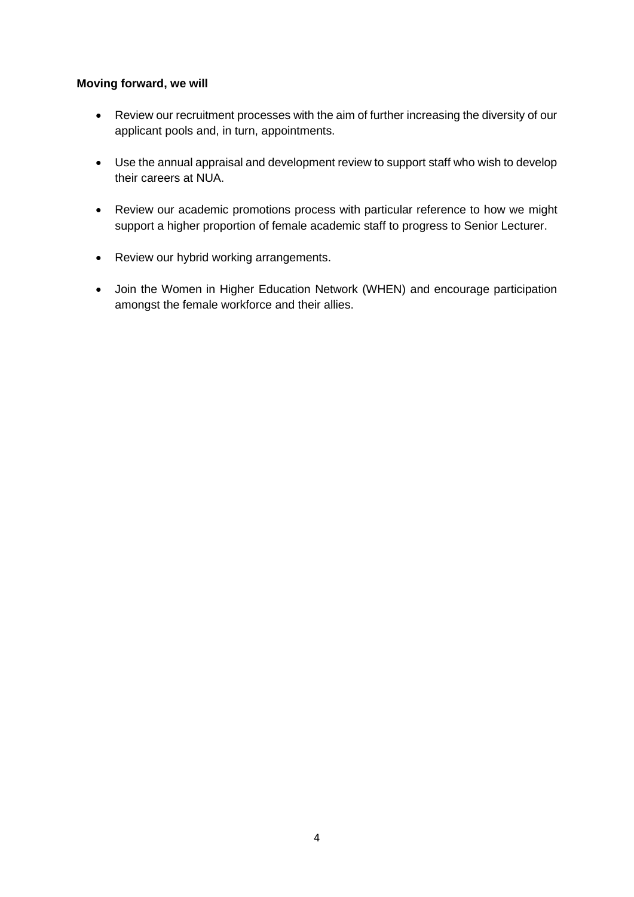**Moving forward, we will**

- Review our recruitment processes with the aim of further increasing the diversity of our applicant pools and, in turn, appointments.

- Use the annual appraisal and development review to support staff who wish to develop their careers at NUA.

- Review our academic promotions process with particular reference to how we might support a higher proportion of female academic staff to progress to Senior Lecturer.

- Review our hybrid working arrangements.

- Join the Women in Higher Education Network (WHEN) and encourage participation amongst the female workforce and their allies.